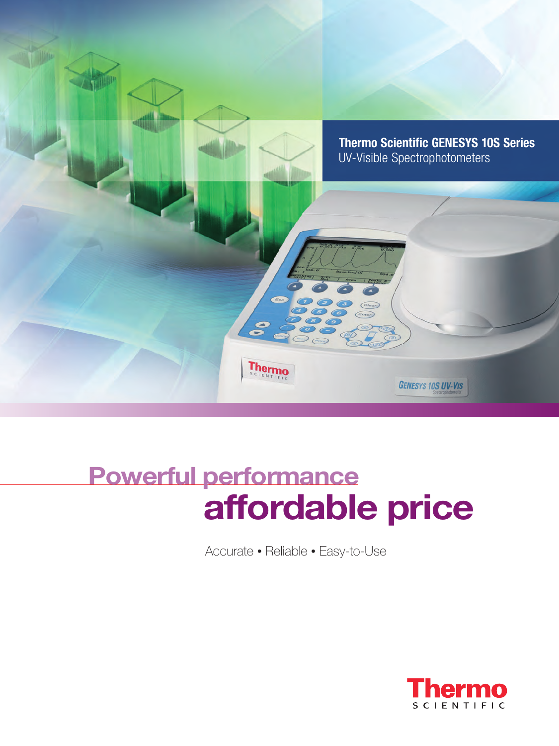**Thermo Scientific GENESYS 10S Series**
UV-Visible Spectrophotometers

# Powerful performance affordable price

Accurate • Reliable • Easy-to-Use

Thermo SCIENTIFIC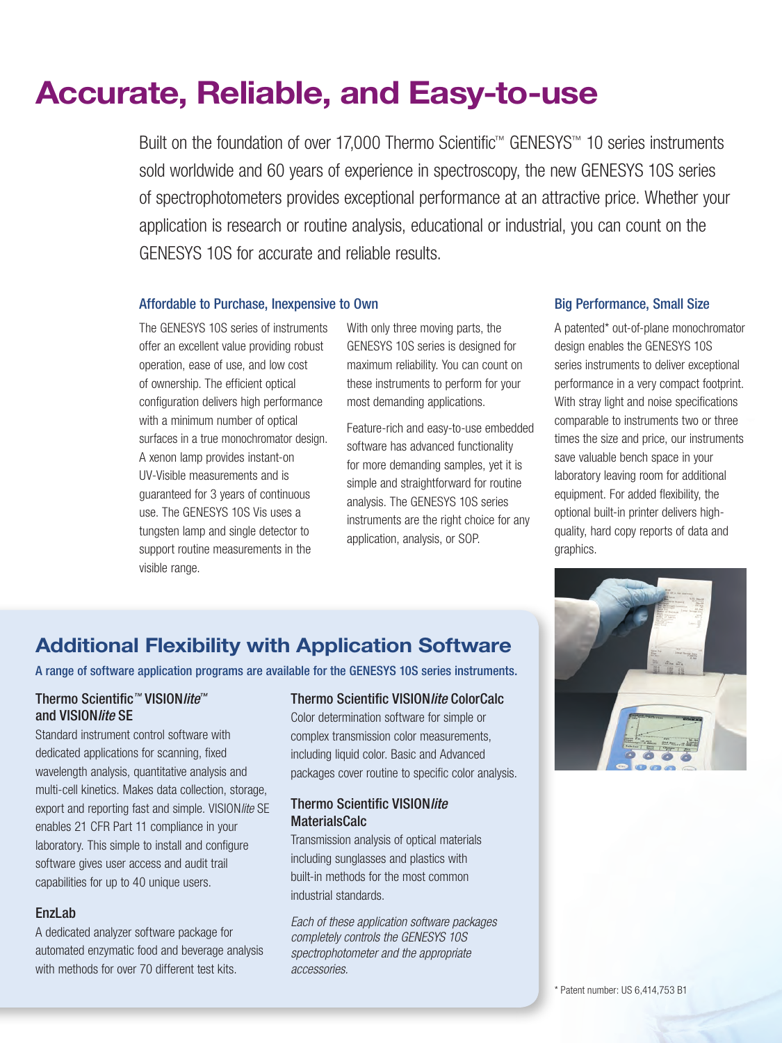# Accurate, Reliable, and Easy-to-use

Built on the foundation of over 17,000 Thermo Scientific™ GENESYS™ 10 series instruments sold worldwide and 60 years of experience in spectroscopy, the new GENESYS 10S series of spectrophotometers provides exceptional performance at an attractive price. Whether your application is research or routine analysis, educational or industrial, you can count on the GENESYS 10S for accurate and reliable results.

### Affordable to Purchase, Inexpensive to Own

The GENESYS 10S series of instruments offer an excellent value providing robust operation, ease of use, and low cost of ownership. The efficient optical configuration delivers high performance with a minimum number of optical surfaces in a true monochromator design. A xenon lamp provides instant-on UV-Visible measurements and is guaranteed for 3 years of continuous use. The GENESYS 10S Vis uses a tungsten lamp and single detector to support routine measurements in the visible range.

With only three moving parts, the GENESYS 10S series is designed for maximum reliability. You can count on these instruments to perform for your most demanding applications.

Feature-rich and easy-to-use embedded software has advanced functionality for more demanding samples, yet it is simple and straightforward for routine analysis. The GENESYS 10S series instruments are the right choice for any application, analysis, or SOP.

### Big Performance, Small Size

A patented* out-of-plane monochromator design enables the GENESYS 10S series instruments to deliver exceptional performance in a very compact footprint. With stray light and noise specifications comparable to instruments two or three times the size and price, our instruments save valuable bench space in your laboratory leaving room for additional equipment. For added flexibility, the optional built-in printer delivers high-quality, hard copy reports of data and graphics.

## Additional Flexibility with Application Software

A range of software application programs are available for the GENESYS 10S series instruments.

### Thermo Scientific™ VISION*lite*™ and VISION*lite* SE

Standard instrument control software with dedicated applications for scanning, fixed wavelength analysis, quantitative analysis and multi-cell kinetics. Makes data collection, storage, export and reporting fast and simple. VISION*lite* SE enables 21 CFR Part 11 compliance in your laboratory. This simple to install and configure software gives user access and audit trail capabilities for up to 40 unique users.

### EnzLab

A dedicated analyzer software package for automated enzymatic food and beverage analysis with methods for over 70 different test kits.

### Thermo Scientific VISION*lite* ColorCalc

Color determination software for simple or complex transmission color measurements, including liquid color. Basic and Advanced packages cover routine to specific color analysis.

### Thermo Scientific VISION*lite* MaterialsCalc

Transmission analysis of optical materials including sunglasses and plastics with built-in methods for the most common industrial standards.

*Each of these application software packages completely controls the GENESYS 10S spectrophotometer and the appropriate accessories.*

\* Patent number: US 6,414,753 B1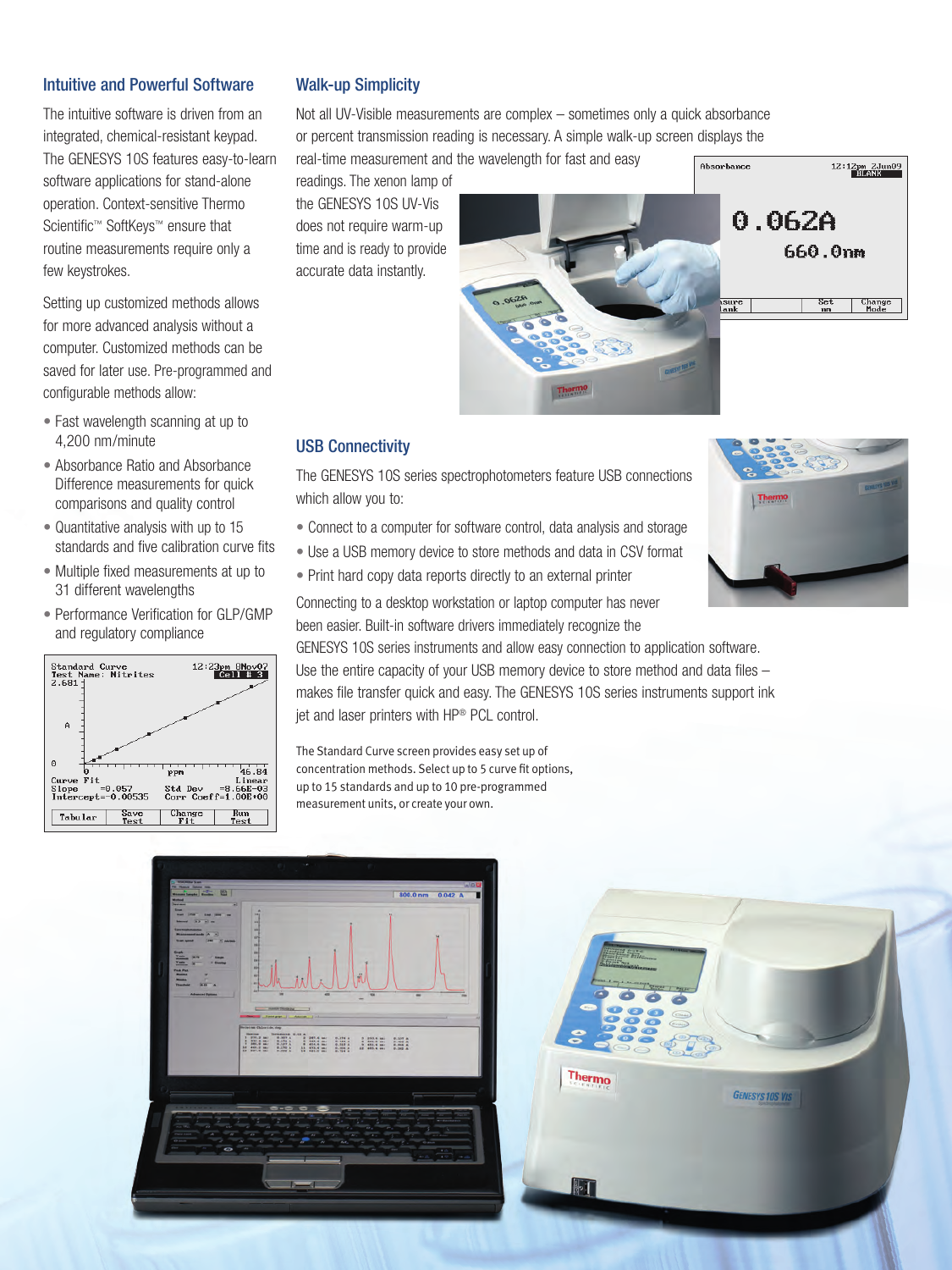## Intuitive and Powerful Software

The intuitive software is driven from an integrated, chemical-resistant keypad. The GENESYS 10S features easy-to-learn software applications for stand-alone operation. Context-sensitive Thermo Scientific™ SoftKeys™ ensure that routine measurements require only a few keystrokes.

Setting up customized methods allows for more advanced analysis without a computer. Customized methods can be saved for later use. Pre-programmed and configurable methods allow:

- Fast wavelength scanning at up to 4,200 nm/minute
- Absorbance Ratio and Absorbance Difference measurements for quick comparisons and quality control
- Quantitative analysis with up to 15 standards and five calibration curve fits
- Multiple fixed measurements at up to 31 different wavelengths
- Performance Verification for GLP/GMP and regulatory compliance

## Walk-up Simplicity

Not all UV-Visible measurements are complex – sometimes only a quick absorbance or percent transmission reading is necessary. A simple walk-up screen displays the real-time measurement and the wavelength for fast and easy readings. The xenon lamp of the GENESYS 10S UV-Vis does not require warm-up time and is ready to provide accurate data instantly.

## USB Connectivity

The GENESYS 10S series spectrophotometers feature USB connections which allow you to:

- Connect to a computer for software control, data analysis and storage
- Use a USB memory device to store methods and data in CSV format
- Print hard copy data reports directly to an external printer

Connecting to a desktop workstation or laptop computer has never been easier. Built-in software drivers immediately recognize the GENESYS 10S series instruments and allow easy connection to application software. Use the entire capacity of your USB memory device to store method and data files – makes file transfer quick and easy. The GENESYS 10S series instruments support ink jet and laser printers with HP® PCL control.

The Standard Curve screen provides easy set up of concentration methods. Select up to 5 curve fit options, up to 15 standards and up to 10 pre-programmed measurement units, or create your own.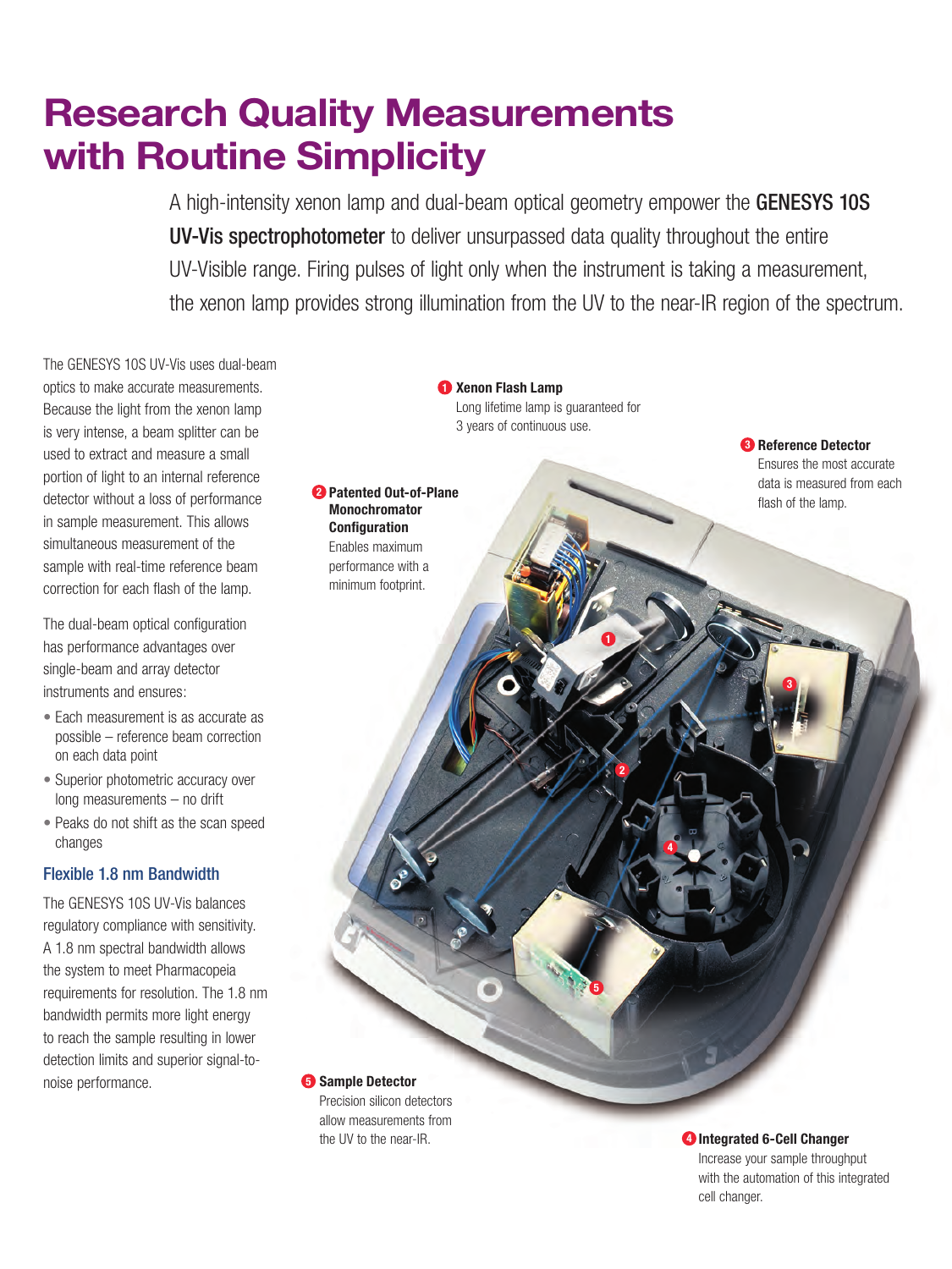# Research Quality Measurements with Routine Simplicity

A high-intensity xenon lamp and dual-beam optical geometry empower the **GENESYS 10S UV-Vis spectrophotometer** to deliver unsurpassed data quality throughout the entire UV-Visible range. Firing pulses of light only when the instrument is taking a measurement, the xenon lamp provides strong illumination from the UV to the near-IR region of the spectrum.

The GENESYS 10S UV-Vis uses dual-beam optics to make accurate measurements. Because the light from the xenon lamp is very intense, a beam splitter can be used to extract and measure a small portion of light to an internal reference detector without a loss of performance in sample measurement. This allows simultaneous measurement of the sample with real-time reference beam correction for each flash of the lamp.

The dual-beam optical configuration has performance advantages over single-beam and array detector instruments and ensures:

- Each measurement is as accurate as possible – reference beam correction on each data point
- Superior photometric accuracy over long measurements – no drift
- Peaks do not shift as the scan speed changes

### Flexible 1.8 nm Bandwidth

The GENESYS 10S UV-Vis balances regulatory compliance with sensitivity. A 1.8 nm spectral bandwidth allows the system to meet Pharmacopeia requirements for resolution. The 1.8 nm bandwidth permits more light energy to reach the sample resulting in lower detection limits and superior signal-to-noise performance.

**1 Xenon Flash Lamp**
Long lifetime lamp is guaranteed for 3 years of continuous use.

**2 Patented Out-of-Plane Monochromator Configuration**
Enables maximum performance with a minimum footprint.

**3 Reference Detector**
Ensures the most accurate data is measured from each flash of the lamp.

**4 Integrated 6-Cell Changer**
Increase your sample throughput with the automation of this integrated cell changer.

**5 Sample Detector**
Precision silicon detectors allow measurements from the UV to the near-IR.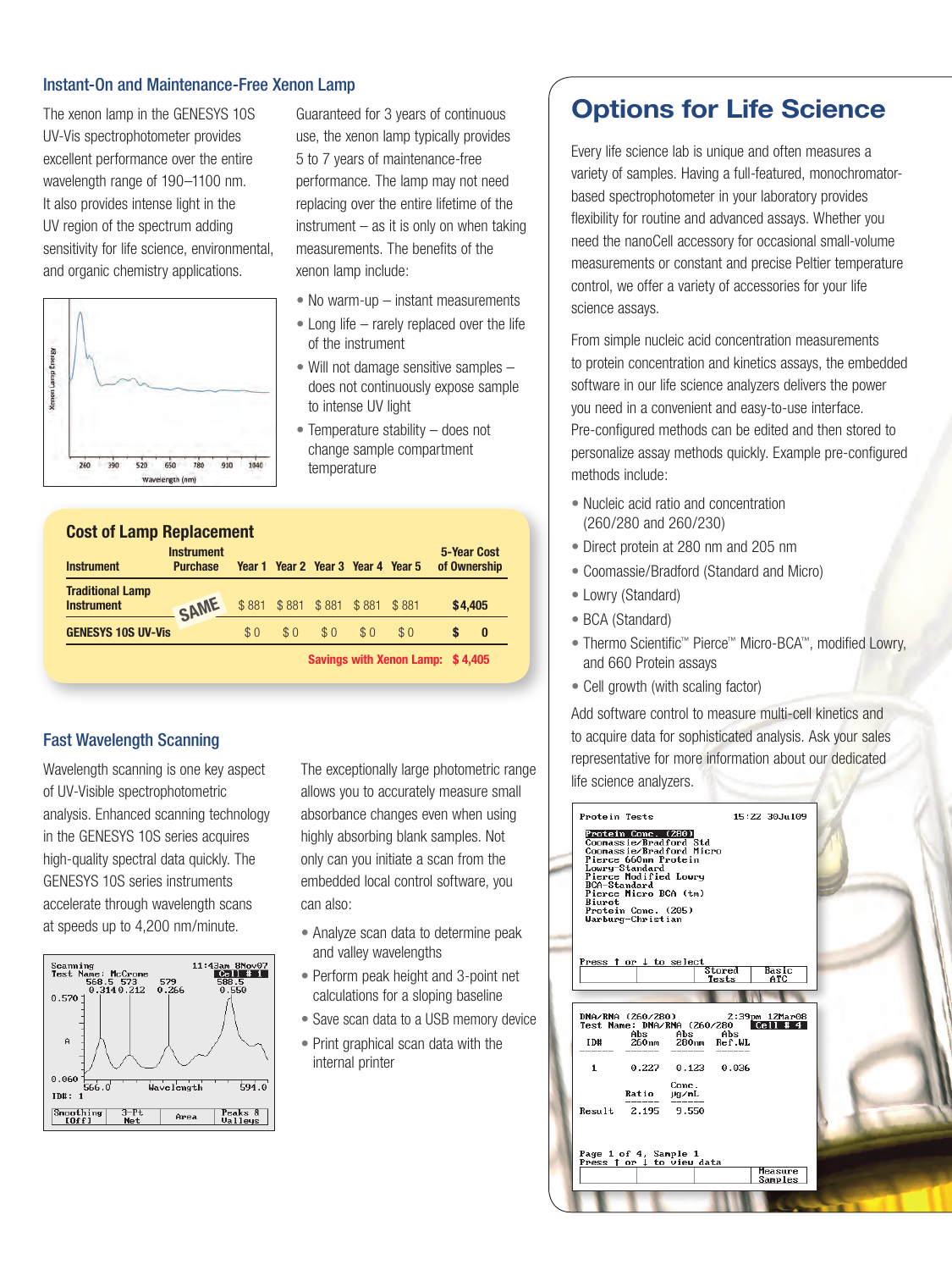## Instant-On and Maintenance-Free Xenon Lamp

The xenon lamp in the GENESYS 10S UV-Vis spectrophotometer provides excellent performance over the entire wavelength range of 190–1100 nm. It also provides intense light in the UV region of the spectrum adding sensitivity for life science, environmental, and organic chemistry applications.

Guaranteed for 3 years of continuous use, the xenon lamp typically provides 5 to 7 years of maintenance-free performance. The lamp may not need replacing over the entire lifetime of the instrument – as it is only on when taking measurements. The benefits of the xenon lamp include:

- No warm-up – instant measurements
- Long life – rarely replaced over the life of the instrument
- Will not damage sensitive samples – does not continuously expose sample to intense UV light
- Temperature stability – does not change sample compartment temperature

### Cost of Lamp Replacement

| Instrument | Instrument Purchase | Year 1 | Year 2 | Year 3 | Year 4 | Year 5 | 5-Year Cost of Ownership |
|---|---|---|---|---|---|---|---|
| Traditional Lamp Instrument | SAME | $ 881 | $ 881 | $ 881 | $ 881 | $ 881 | $4,405 |
| GENESYS 10S UV-Vis | | $ 0 | $ 0 | $ 0 | $ 0 | $ 0 | $ 0 |
| | | | | | | Savings with Xenon Lamp: | $ 4,405 |

## Fast Wavelength Scanning

Wavelength scanning is one key aspect of UV-Visible spectrophotometric analysis. Enhanced scanning technology in the GENESYS 10S series acquires high-quality spectral data quickly. The GENESYS 10S series instruments accelerate through wavelength scans at speeds up to 4,200 nm/minute.

The exceptionally large photometric range allows you to accurately measure small absorbance changes even when using highly absorbing blank samples. Not only can you initiate a scan from the embedded local control software, you can also:

- Analyze scan data to determine peak and valley wavelengths
- Perform peak height and 3-point net calculations for a sloping baseline
- Save scan data to a USB memory device
- Print graphical scan data with the internal printer

# Options for Life Science

Every life science lab is unique and often measures a variety of samples. Having a full-featured, monochromator-based spectrophotometer in your laboratory provides flexibility for routine and advanced assays. Whether you need the nanoCell accessory for occasional small-volume measurements or constant and precise Peltier temperature control, we offer a variety of accessories for your life science assays.

From simple nucleic acid concentration measurements to protein concentration and kinetics assays, the embedded software in our life science analyzers delivers the power you need in a convenient and easy-to-use interface. Pre-configured methods can be edited and then stored to personalize assay methods quickly. Example pre-configured methods include:

- Nucleic acid ratio and concentration (260/280 and 260/230)
- Direct protein at 280 nm and 205 nm
- Coomassie/Bradford (Standard and Micro)
- Lowry (Standard)
- BCA (Standard)
- Thermo Scientific™ Pierce™ Micro-BCA™, modified Lowry, and 660 Protein assays
- Cell growth (with scaling factor)

Add software control to measure multi-cell kinetics and to acquire data for sophisticated analysis. Ask your sales representative for more information about our dedicated life science analyzers.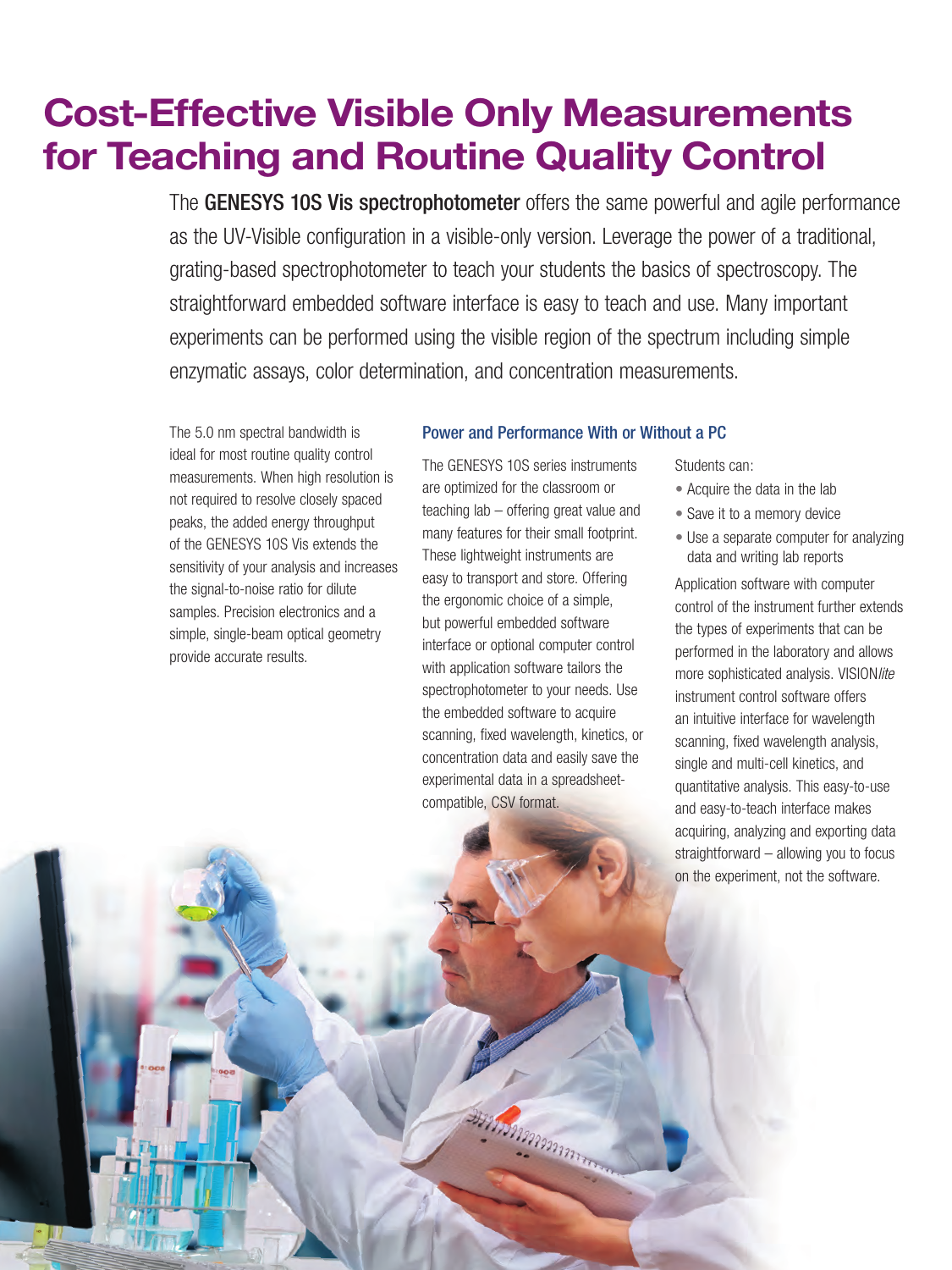# Cost-Effective Visible Only Measurements for Teaching and Routine Quality Control

The **GENESYS 10S Vis spectrophotometer** offers the same powerful and agile performance as the UV-Visible configuration in a visible-only version. Leverage the power of a traditional, grating-based spectrophotometer to teach your students the basics of spectroscopy. The straightforward embedded software interface is easy to teach and use. Many important experiments can be performed using the visible region of the spectrum including simple enzymatic assays, color determination, and concentration measurements.

The 5.0 nm spectral bandwidth is ideal for most routine quality control measurements. When high resolution is not required to resolve closely spaced peaks, the added energy throughput of the GENESYS 10S Vis extends the sensitivity of your analysis and increases the signal-to-noise ratio for dilute samples. Precision electronics and a simple, single-beam optical geometry provide accurate results.

## Power and Performance With or Without a PC

The GENESYS 10S series instruments are optimized for the classroom or teaching lab – offering great value and many features for their small footprint. These lightweight instruments are easy to transport and store. Offering the ergonomic choice of a simple, but powerful embedded software interface or optional computer control with application software tailors the spectrophotometer to your needs. Use the embedded software to acquire scanning, fixed wavelength, kinetics, or concentration data and easily save the experimental data in a spreadsheet-compatible, CSV format.

Students can:

- Acquire the data in the lab
- Save it to a memory device
- Use a separate computer for analyzing data and writing lab reports

Application software with computer control of the instrument further extends the types of experiments that can be performed in the laboratory and allows more sophisticated analysis. VISION*lite* instrument control software offers an intuitive interface for wavelength scanning, fixed wavelength analysis, single and multi-cell kinetics, and quantitative analysis. This easy-to-use and easy-to-teach interface makes acquiring, analyzing and exporting data straightforward – allowing you to focus on the experiment, not the software.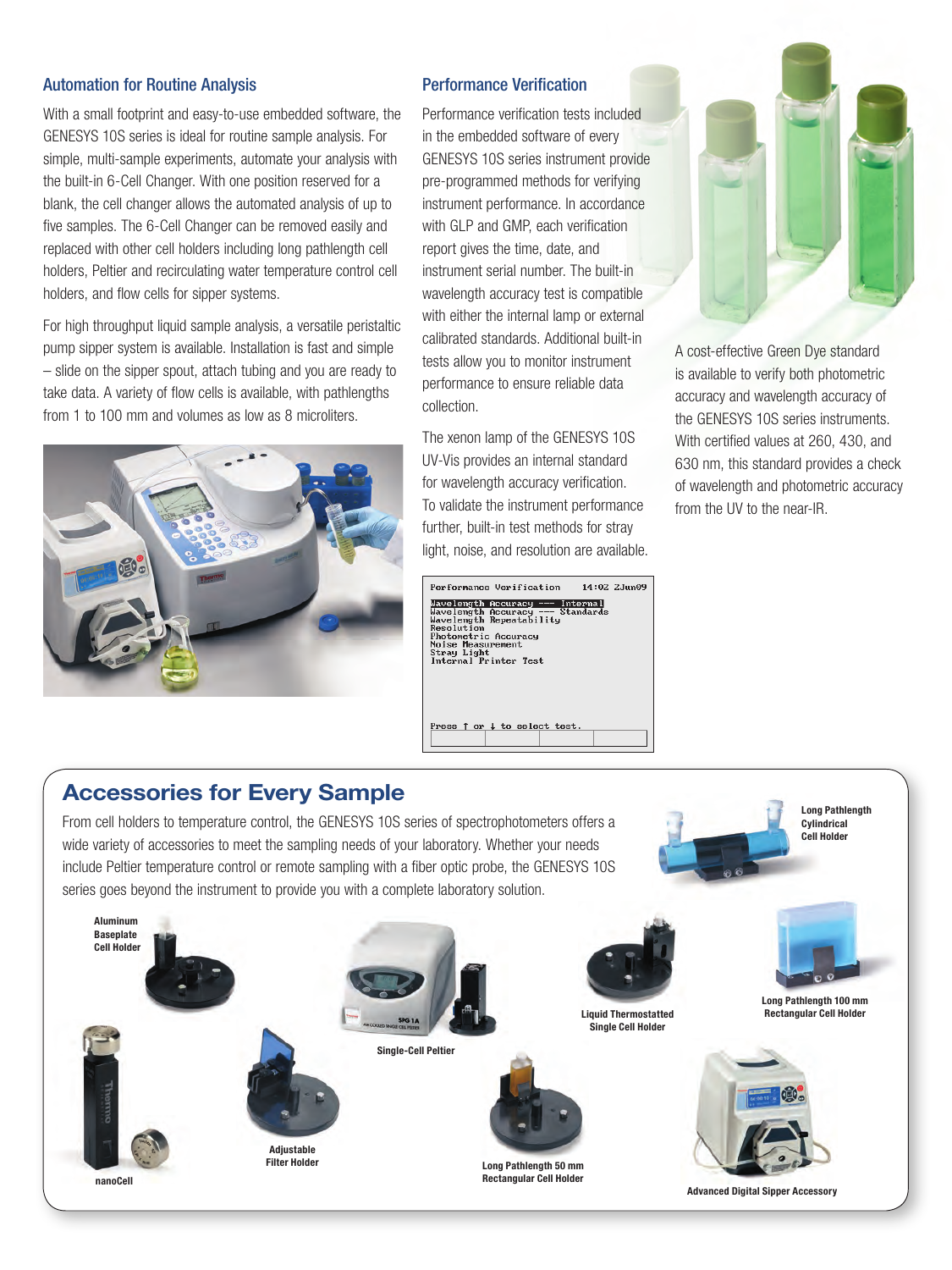## Automation for Routine Analysis

With a small footprint and easy-to-use embedded software, the GENESYS 10S series is ideal for routine sample analysis. For simple, multi-sample experiments, automate your analysis with the built-in 6-Cell Changer. With one position reserved for a blank, the cell changer allows the automated analysis of up to five samples. The 6-Cell Changer can be removed easily and replaced with other cell holders including long pathlength cell holders, Peltier and recirculating water temperature control cell holders, and flow cells for sipper systems.

For high throughput liquid sample analysis, a versatile peristaltic pump sipper system is available. Installation is fast and simple – slide on the sipper spout, attach tubing and you are ready to take data. A variety of flow cells is available, with pathlengths from 1 to 100 mm and volumes as low as 8 microliters.

## Performance Verification

Performance verification tests included in the embedded software of every GENESYS 10S series instrument provide pre-programmed methods for verifying instrument performance. In accordance with GLP and GMP, each verification report gives the time, date, and instrument serial number. The built-in wavelength accuracy test is compatible with either the internal lamp or external calibrated standards. Additional built-in tests allow you to monitor instrument performance to ensure reliable data collection.

The xenon lamp of the GENESYS 10S UV-Vis provides an internal standard for wavelength accuracy verification. To validate the instrument performance further, built-in test methods for stray light, noise, and resolution are available.

```
Performance Verification        14:02 2Jun09

Wavelength Accuracy --- Internal
Wavelength Accuracy --- Standards
Wavelength Repeatability
Resolution
Photometric Accuracy
Noise Measurement
Stray Light
Internal Printer Test

Press ↑ or ↓ to select test.
```

A cost-effective Green Dye standard is available to verify both photometric accuracy and wavelength accuracy of the GENESYS 10S series instruments. With certified values at 260, 430, and 630 nm, this standard provides a check of wavelength and photometric accuracy from the UV to the near-IR.

## Accessories for Every Sample

From cell holders to temperature control, the GENESYS 10S series of spectrophotometers offers a wide variety of accessories to meet the sampling needs of your laboratory. Whether your needs include Peltier temperature control or remote sampling with a fiber optic probe, the GENESYS 10S series goes beyond the instrument to provide you with a complete laboratory solution.

**Long Pathlength Cylindrical Cell Holder**

**Aluminum Baseplate Cell Holder**

**Single-Cell Peltier**

**Liquid Thermostatted Single Cell Holder**

**Long Pathlength 100 mm Rectangular Cell Holder**

**nanoCell**

**Adjustable Filter Holder**

**Long Pathlength 50 mm Rectangular Cell Holder**

**Advanced Digital Sipper Accessory**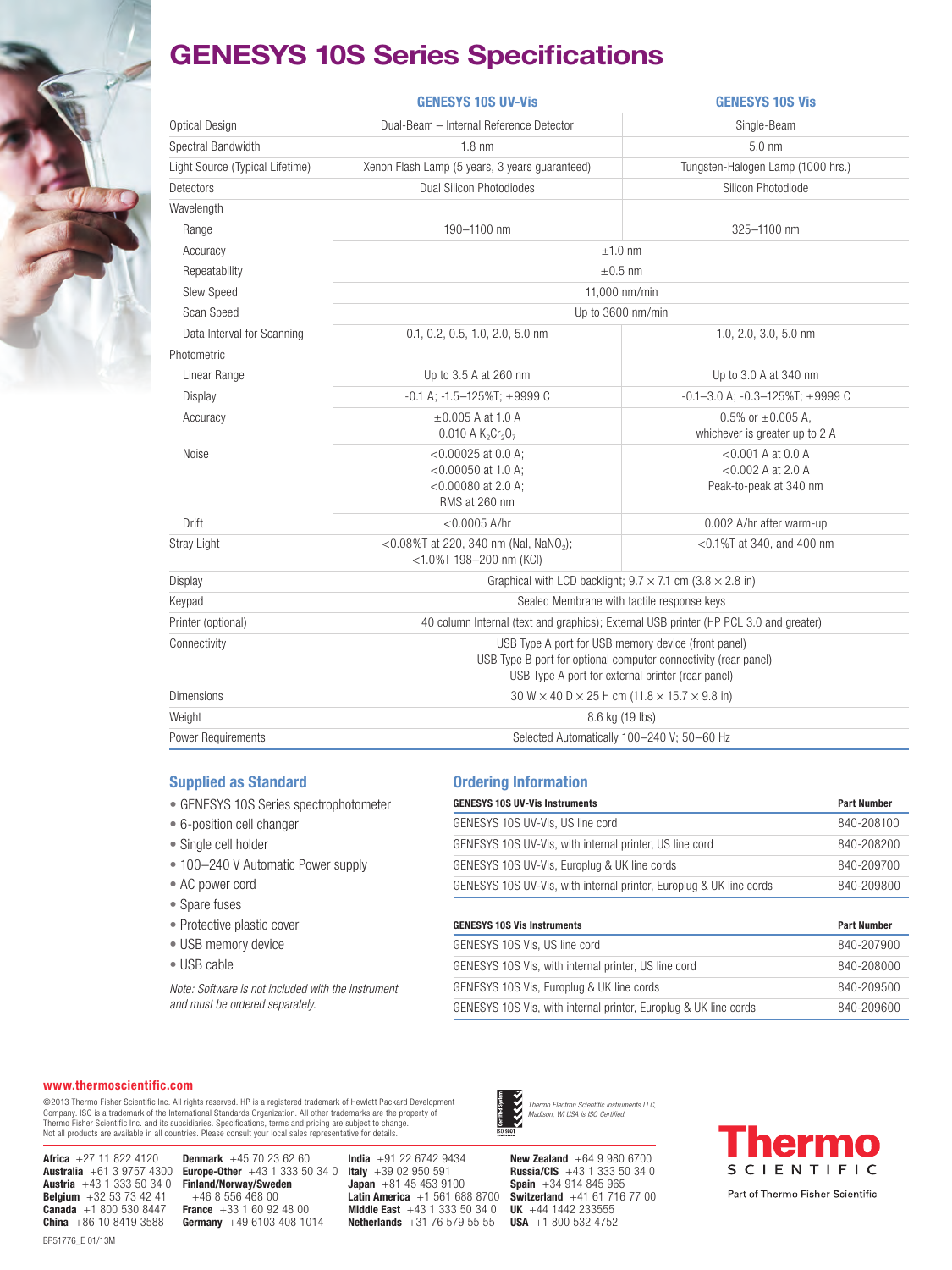# GENESYS 10S Series Specifications

| | GENESYS 10S UV-Vis | GENESYS 10S Vis |
|---|---|---|
| Optical Design | Dual-Beam – Internal Reference Detector | Single-Beam |
| Spectral Bandwidth | 1.8 nm | 5.0 nm |
| Light Source (Typical Lifetime) | Xenon Flash Lamp (5 years, 3 years guaranteed) | Tungsten-Halogen Lamp (1000 hrs.) |
| Detectors | Dual Silicon Photodiodes | Silicon Photodiode |
| Wavelength | | |
| Range | 190–1100 nm | 325–1100 nm |
| Accuracy | ±1.0 nm | |
| Repeatability | ±0.5 nm | |
| Slew Speed | 11,000 nm/min | |
| Scan Speed | Up to 3600 nm/min | |
| Data Interval for Scanning | 0.1, 0.2, 0.5, 1.0, 2.0, 5.0 nm | 1.0, 2.0, 3.0, 5.0 nm |
| Photometric | | |
| Linear Range | Up to 3.5 A at 260 nm | Up to 3.0 A at 340 nm |
| Display | -0.1 A; -1.5–125%T; ±9999 C | -0.1–3.0 A; -0.3–125%T; ±9999 C |
| Accuracy | ±0.005 A at 1.0 A<br>0.010 A $K_2Cr_2O_7$ | 0.5% or ±0.005 A,<br>whichever is greater up to 2 A |
| Noise | <0.00025 at 0.0 A;<br><0.00050 at 1.0 A;<br><0.00080 at 2.0 A;<br>RMS at 260 nm | <0.001 A at 0.0 A<br><0.002 A at 2.0 A<br>Peak-to-peak at 340 nm |
| Drift | <0.0005 A/hr | 0.002 A/hr after warm-up |
| Stray Light | <0.08%T at 220, 340 nm (NaI, $NaNO_2$);<br><1.0%T 198–200 nm (KCl) | <0.1%T at 340, and 400 nm |
| Display | Graphical with LCD backlight; 9.7 × 7.1 cm (3.8 × 2.8 in) | |
| Keypad | Sealed Membrane with tactile response keys | |
| Printer (optional) | 40 column Internal (text and graphics); External USB printer (HP PCL 3.0 and greater) | |
| Connectivity | USB Type A port for USB memory device (front panel)<br>USB Type B port for optional computer connectivity (rear panel)<br>USB Type A port for external printer (rear panel) | |
| Dimensions | 30 W × 40 D × 25 H cm (11.8 × 15.7 × 9.8 in) | |
| Weight | 8.6 kg (19 lbs) | |
| Power Requirements | Selected Automatically 100–240 V; 50–60 Hz | |

## Supplied as Standard

- GENESYS 10S Series spectrophotometer
- 6-position cell changer
- Single cell holder
- 100–240 V Automatic Power supply
- AC power cord
- Spare fuses
- Protective plastic cover
- USB memory device
- USB cable

*Note: Software is not included with the instrument and must be ordered separately.*

## Ordering Information

| GENESYS 10S UV-Vis Instruments | Part Number |
|---|---|
| GENESYS 10S UV-Vis, US line cord | 840-208100 |
| GENESYS 10S UV-Vis, with internal printer, US line cord | 840-208200 |
| GENESYS 10S UV-Vis, Europlug & UK line cords | 840-209700 |
| GENESYS 10S UV-Vis, with internal printer, Europlug & UK line cords | 840-209800 |

| GENESYS 10S Vis Instruments | Part Number |
|---|---|
| GENESYS 10S Vis, US line cord | 840-207900 |
| GENESYS 10S Vis, with internal printer, US line cord | 840-208000 |
| GENESYS 10S Vis, Europlug & UK line cords | 840-209500 |
| GENESYS 10S Vis, with internal printer, Europlug & UK line cords | 840-209600 |

**www.thermoscientific.com**

©2013 Thermo Fisher Scientific Inc. All rights reserved. HP is a registered trademark of Hewlett Packard Development Company. ISO is a trademark of the International Standards Organization. All other trademarks are the property of Thermo Fisher Scientific Inc. and its subsidiaries. Specifications, terms and pricing are subject to change. Not all products are available in all countries. Please consult your local sales representative for details.

*Thermo Electron Scientific Instruments LLC, Madison, WI USA is ISO Certified.*

**Africa** +27 11 822 4120
**Australia** +61 3 9757 4300
**Austria** +43 1 333 50 34 0
**Belgium** +32 53 73 42 41
**Canada** +1 800 530 8447
**China** +86 10 8419 3588
**Denmark** +45 70 23 62 60
**Europe-Other** +43 1 333 50 34 0
**Finland/Norway/Sweden** +46 8 556 468 00
**France** +33 1 60 92 48 00
**Germany** +49 6103 408 1014
**India** +91 22 6742 9434
**Italy** +39 02 950 591
**Japan** +81 45 453 9100
**Latin America** +1 561 688 8700
**Middle East** +43 1 333 50 34 0
**Netherlands** +31 76 579 55 55
**New Zealand** +64 9 980 6700
**Russia/CIS** +43 1 333 50 34 0
**Spain** +34 914 845 965
**Switzerland** +41 61 716 77 00
**UK** +44 1442 233555
**USA** +1 800 532 4752

Thermo SCIENTIFIC
Part of Thermo Fisher Scientific

BR51776_E 01/13M